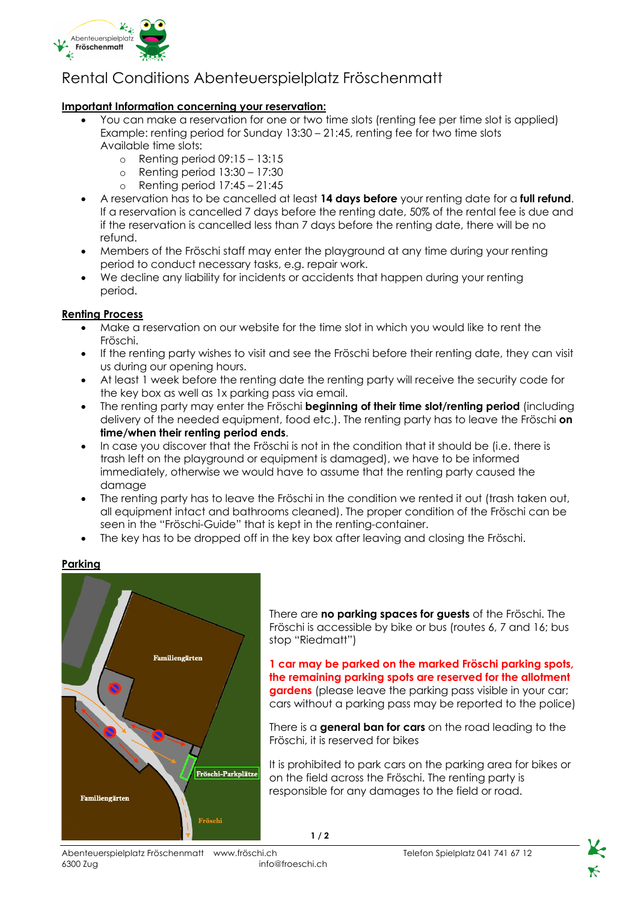# Rental Conditions Abenteuerspielplatz Fröschenmatt

## Important Information concerning your reservation:

- You can make a reservation for one or two time slots (renting fee per time slot is applied)
  Example: renting period for Sunday 13:30 – 21:45, renting fee for two time slots
  Available time slots:
  - Renting period 09:15 – 13:15
  - Renting period 13:30 – 17:30
  - Renting period 17:45 – 21:45
- A reservation has to be cancelled at least **14 days before** your renting date for a **full refund**. If a reservation is cancelled 7 days before the renting date, 50% of the rental fee is due and if the reservation is cancelled less than 7 days before the renting date, there will be no refund.
- Members of the Fröschi staff may enter the playground at any time during your renting period to conduct necessary tasks, e.g. repair work.
- We decline any liability for incidents or accidents that happen during your renting period.

## Renting Process

- Make a reservation on our website for the time slot in which you would like to rent the Fröschi.
- If the renting party wishes to visit and see the Fröschi before their renting date, they can visit us during our opening hours.
- At least 1 week before the renting date the renting party will receive the security code for the key box as well as 1x parking pass via email.
- The renting party may enter the Fröschi **beginning of their time slot/renting period** (including delivery of the needed equipment, food etc.). The renting party has to leave the Fröschi **on time/when their renting period ends**.
- In case you discover that the Fröschi is not in the condition that it should be (i.e. there is trash left on the playground or equipment is damaged), we have to be informed immediately, otherwise we would have to assume that the renting party caused the damage
- The renting party has to leave the Fröschi in the condition we rented it out (trash taken out, all equipment intact and bathrooms cleaned). The proper condition of the Fröschi can be seen in the "Fröschi-Guide" that is kept in the renting-container.
- The key has to be dropped off in the key box after leaving and closing the Fröschi.

## Parking

Familiengärten

Fröschi-Parkplätze

Familiengärten

Fröschi

There are **no parking spaces for guests** of the Fröschi. The Fröschi is accessible by bike or bus (routes 6, 7 and 16; bus stop "Riedmatt")

**1 car may be parked on the marked Fröschi parking spots, the remaining parking spots are reserved for the allotment gardens** (please leave the parking pass visible in your car; cars without a parking pass may be reported to the police)

There is a **general ban for cars** on the road leading to the Fröschi, it is reserved for bikes

It is prohibited to park cars on the parking area for bikes or on the field across the Fröschi. The renting party is responsible for any damages to the field or road.

Abenteuerspielplatz Fröschenmatt  www.fröschi.ch  Telefon Spielplatz 041 741 67 12
6300 Zug  info@froeschi.ch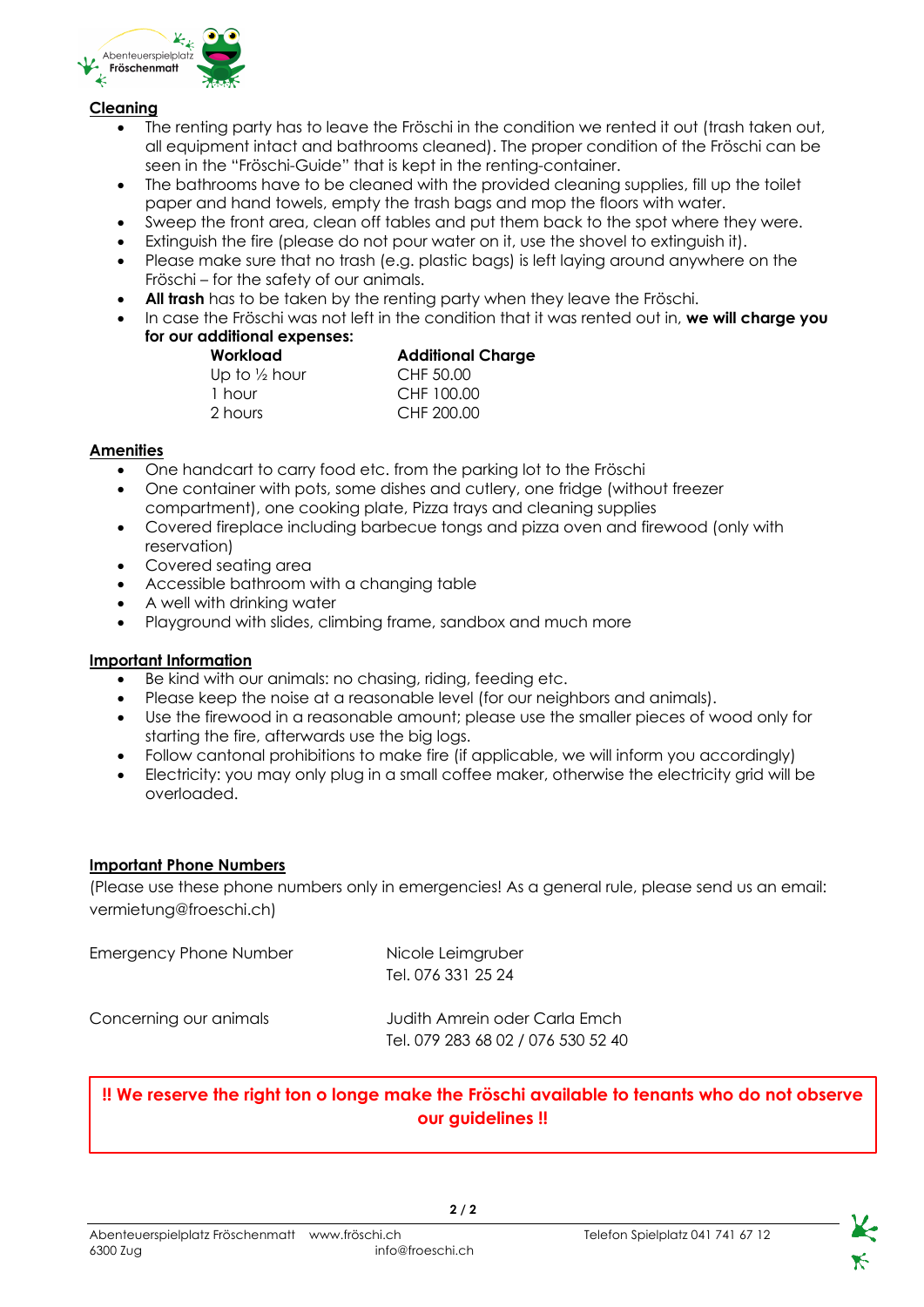## Cleaning

- The renting party has to leave the Fröschi in the condition we rented it out (trash taken out, all equipment intact and bathrooms cleaned). The proper condition of the Fröschi can be seen in the "Fröschi-Guide" that is kept in the renting-container.
- The bathrooms have to be cleaned with the provided cleaning supplies, fill up the toilet paper and hand towels, empty the trash bags and mop the floors with water.
- Sweep the front area, clean off tables and put them back to the spot where they were.
- Extinguish the fire (please do not pour water on it, use the shovel to extinguish it).
- Please make sure that no trash (e.g. plastic bags) is left laying around anywhere on the Fröschi – for the safety of our animals.
- **All trash** has to be taken by the renting party when they leave the Fröschi.
- In case the Fröschi was not left in the condition that it was rented out in, **we will charge you for our additional expenses:**

| Workload | Additional Charge |
|---|---|
| Up to ½ hour | CHF 50.00 |
| 1 hour | CHF 100.00 |
| 2 hours | CHF 200.00 |

## Amenities

- One handcart to carry food etc. from the parking lot to the Fröschi
- One container with pots, some dishes and cutlery, one fridge (without freezer compartment), one cooking plate, Pizza trays and cleaning supplies
- Covered fireplace including barbecue tongs and pizza oven and firewood (only with reservation)
- Covered seating area
- Accessible bathroom with a changing table
- A well with drinking water
- Playground with slides, climbing frame, sandbox and much more

## Important Information

- Be kind with our animals: no chasing, riding, feeding etc.
- Please keep the noise at a reasonable level (for our neighbors and animals).
- Use the firewood in a reasonable amount; please use the smaller pieces of wood only for starting the fire, afterwards use the big logs.
- Follow cantonal prohibitions to make fire (if applicable, we will inform you accordingly)
- Electricity: you may only plug in a small coffee maker, otherwise the electricity grid will be overloaded.

## Important Phone Numbers

(Please use these phone numbers only in emergencies! As a general rule, please send us an email: vermietung@froeschi.ch)

| | |
|---|---|
| Emergency Phone Number | Nicole Leimgruber<br>Tel. 076 331 25 24 |
| Concerning our animals | Judith Amrein oder Carla Emch<br>Tel. 079 283 68 02 / 076 530 52 40 |

**!! We reserve the right ton o longe make the Fröschi available to tenants who do not observe our guidelines !!**

Abenteuerspielplatz Fröschenmatt www.fröschi.ch Telefon Spielplatz 041 741 67 12
6300 Zug info@froeschi.ch